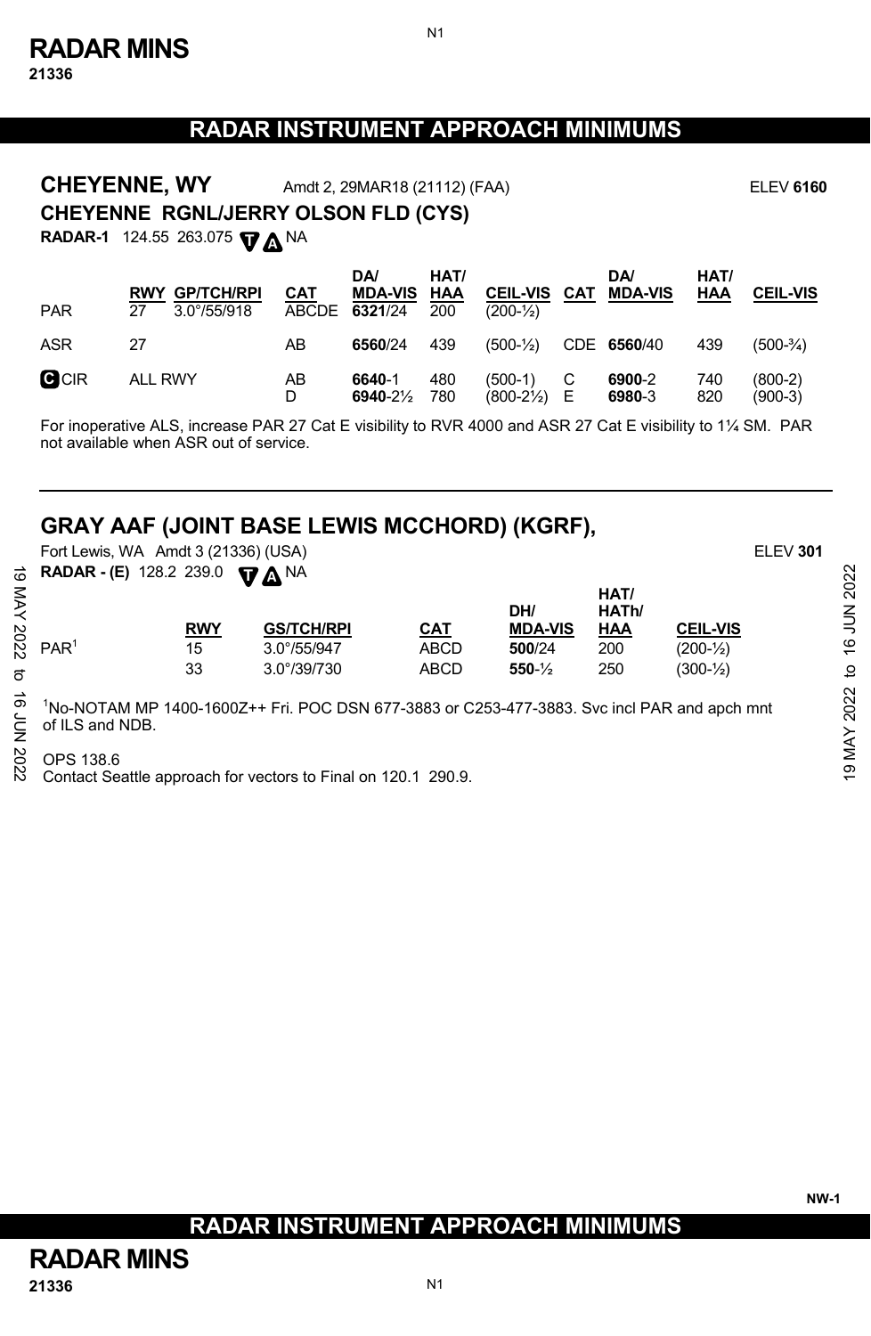# RADAR INSTRUMENT APPROACH MINIMUMS

## CHEYENNE, WY

Amdt 2, 29MAR18 (21112) (FAA) ELEV **6160**

### CHEYENNE RGNL/JERRY OLSON FLD (CYS)

**RADAR-1** 124.55 263.075 T A NA

| | RWY | GP/TCH/RPI | CAT | DA/ MDA-VIS | HAT/ HAA | CEIL-VIS | CAT | DA/ MDA-VIS | HAT/ HAA | CEIL-VIS |
|---|---|---|---|---|---|---|---|---|---|---|
| PAR | 27 | 3.0°/55/918 | ABCDE | **6321**/24 | 200 | (200-½) | | | | |
| ASR | 27 | | AB | **6560**/24 | 439 | (500-½) | CDE | **6560**/40 | 439 | (500-¾) |
| C CIR | ALL RWY | | AB | **6640**-1 | 480 | (500-1) | C | **6900**-2 | 740 | (800-2) |
| | | | D | **6940**-2½ | 780 | (800-2½) | E | **6980**-3 | 820 | (900-3) |

For inoperative ALS, increase PAR 27 Cat E visibility to RVR 4000 and ASR 27 Cat E visibility to 1¼ SM. PAR not available when ASR out of service.

---

## GRAY AAF (JOINT BASE LEWIS MCCHORD) (KGRF),

Fort Lewis, WA Amdt 3 (21336) (USA) ELEV **301**

**RADAR - (E)** 128.2 239.0 T A NA

| | RWY | GS/TCH/RPI | CAT | DH/ MDA-VIS | HAT/ HATh/ HAA | CEIL-VIS |
|---|---|---|---|---|---|---|
| PAR[1] | 15 | 3.0°/55/947 | ABCD | **500**/24 | 200 | (200-½) |
| | 33 | 3.0°/39/730 | ABCD | **550**-½ | 250 | (300-½) |

[1]No-NOTAM MP 1400-1600Z++ Fri. POC DSN 677-3883 or C253-477-3883. Svc incl PAR and apch mnt of ILS and NDB.

OPS 138.6

Contact Seattle approach for vectors to Final on 120.1 290.9.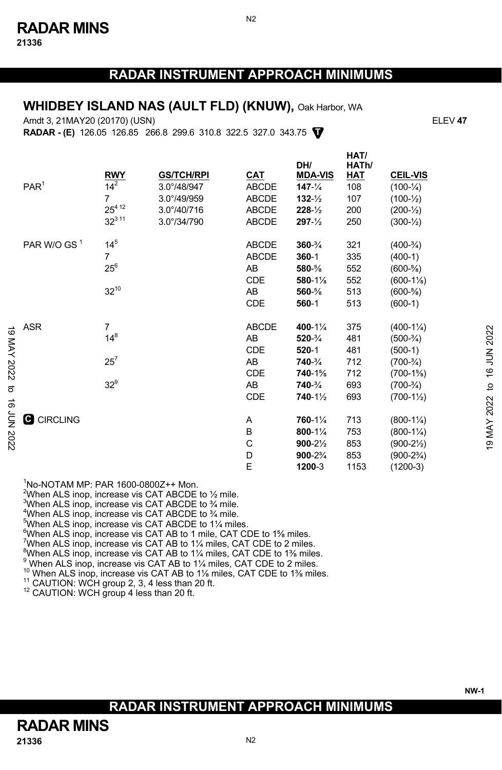# RADAR INSTRUMENT APPROACH MINIMUMS

## WHIDBEY ISLAND NAS (AULT FLD) (KNUW), Oak Harbor, WA

Amdt 3, 21MAY20 (20170) (USN)

ELEV **47**

**RADAR - (E)** 126.05 126.85 266.8 299.6 310.8 322.5 327.0 343.75 T

| | RWY | GS/TCH/RPI | CAT | DH/ MDA-VIS | HAT/ HATh/ HAT | CEIL-VIS |
|---|---|---|---|---|---|---|
| PAR[1] | 14[2] | 3.0°/48/947 | ABCDE | **147**-¼ | 108 | (100-¼) |
| | 7 | 3.0°/49/959 | ABCDE | **132**-½ | 107 | (100-½) |
| | 25[4 12] | 3.0°/40/716 | ABCDE | **228**-½ | 200 | (200-½) |
| | 32[3 11] | 3.0°/34/790 | ABCDE | **297**-½ | 250 | (300-½) |
| PAR W/O GS [1] | 14[5] | | ABCDE | **360**-¾ | 321 | (400-¾) |
| | 7 | | ABCDE | **360**-1 | 335 | (400-1) |
| | 25[6] | | AB | **580**-⅝ | 552 | (600-⅝) |
| | | | CDE | **580**-1⅛ | 552 | (600-1⅛) |
| | 32[10] | | AB | **560**-⅝ | 513 | (600-⅝) |
| | | | CDE | **560**-1 | 513 | (600-1) |
| ASR | 7 | | ABCDE | **400**-1¼ | 375 | (400-1¼) |
| | 14[8] | | AB | **520**-¾ | 481 | (500-¾) |
| | | | CDE | **520**-1 | 481 | (500-1) |
| | 25[7] | | AB | **740**-¾ | 712 | (700-¾) |
| | | | CDE | **740**-1⅝ | 712 | (700-1⅝) |
| | 32[9] | | AB | **740**-¾ | 693 | (700-¾) |
| | | | CDE | **740**-1½ | 693 | (700-1½) |
| C CIRCLING | | | A | **760**-1¼ | 713 | (800-1¼) |
| | | | B | **800**-1¼ | 753 | (800-1¼) |
| | | | C | **900**-2½ | 853 | (900-2½) |
| | | | D | **900**-2¾ | 853 | (900-2¾) |
| | | | E | **1200**-3 | 1153 | (1200-3) |

[1]No-NOTAM MP: PAR 1600-0800Z++ Mon.
[2]When ALS inop, increase vis CAT ABCDE to ½ mile.
[3]When ALS inop, increase vis CAT ABCDE to ¾ mile.
[4]When ALS inop, increase vis CAT ABCDE to ¾ mile.
[5]When ALS inop, increase vis CAT ABCDE to 1¼ miles.
[6]When ALS inop, increase vis CAT AB to 1 mile, CAT CDE to 1⅝ miles.
[7]When ALS inop, increase vis CAT AB to 1¼ miles, CAT CDE to 2 miles.
[8]When ALS inop, increase vis CAT AB to 1¼ miles, CAT CDE to 1⅜ miles.
[9] When ALS inop, increase vis CAT AB to 1¼ miles, CAT CDE to 2 miles.
[10] When ALS inop, increase vis CAT AB to 1⅛ miles, CAT CDE to 1⅜ miles.
[11] CAUTION: WCH group 2, 3, 4 less than 20 ft.
[12] CAUTION: WCH group 4 less than 20 ft.